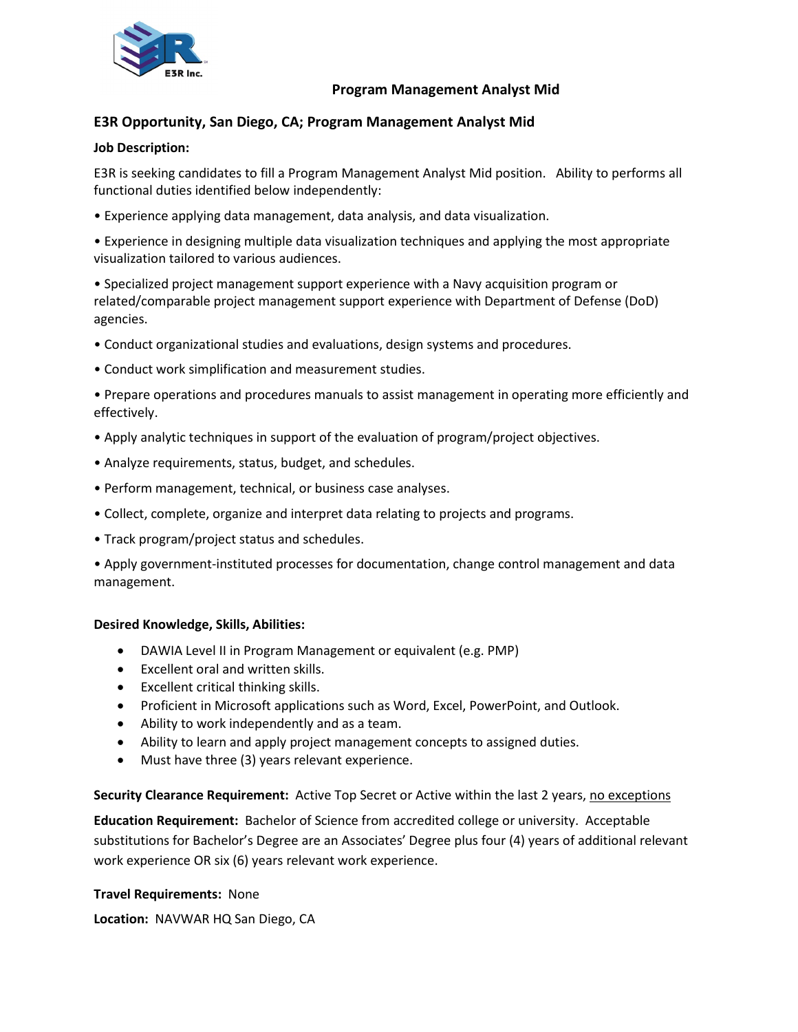# Program Management Analyst Mid

## E3R Opportunity, San Diego, CA; Program Management Analyst Mid

**Job Description:**

E3R is seeking candidates to fill a Program Management Analyst Mid position. Ability to performs all functional duties identified below independently:

- Experience applying data management, data analysis, and data visualization.
- Experience in designing multiple data visualization techniques and applying the most appropriate visualization tailored to various audiences.
- Specialized project management support experience with a Navy acquisition program or related/comparable project management support experience with Department of Defense (DoD) agencies.
- Conduct organizational studies and evaluations, design systems and procedures.
- Conduct work simplification and measurement studies.
- Prepare operations and procedures manuals to assist management in operating more efficiently and effectively.
- Apply analytic techniques in support of the evaluation of program/project objectives.
- Analyze requirements, status, budget, and schedules.
- Perform management, technical, or business case analyses.
- Collect, complete, organize and interpret data relating to projects and programs.
- Track program/project status and schedules.
- Apply government-instituted processes for documentation, change control management and data management.

**Desired Knowledge, Skills, Abilities:**

- DAWIA Level II in Program Management or equivalent (e.g. PMP)
- Excellent oral and written skills.
- Excellent critical thinking skills.
- Proficient in Microsoft applications such as Word, Excel, PowerPoint, and Outlook.
- Ability to work independently and as a team.
- Ability to learn and apply project management concepts to assigned duties.
- Must have three (3) years relevant experience.

**Security Clearance Requirement:** Active Top Secret or Active within the last 2 years, no exceptions

**Education Requirement:** Bachelor of Science from accredited college or university. Acceptable substitutions for Bachelor's Degree are an Associates' Degree plus four (4) years of additional relevant work experience OR six (6) years relevant work experience.

**Travel Requirements:** None

**Location:** NAVWAR HQ San Diego, CA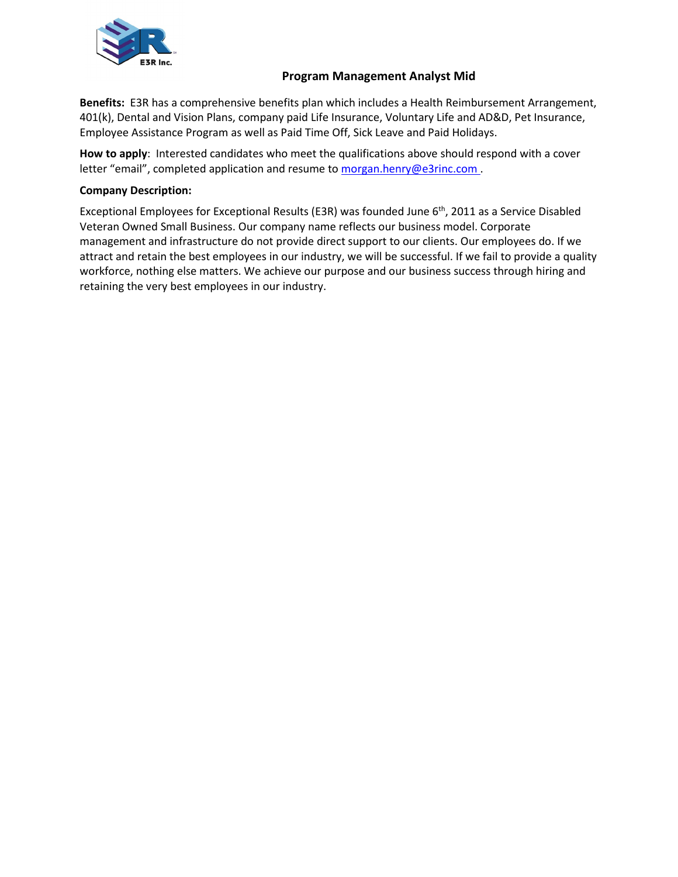### Program Management Analyst Mid

**Benefits:** E3R has a comprehensive benefits plan which includes a Health Reimbursement Arrangement, 401(k), Dental and Vision Plans, company paid Life Insurance, Voluntary Life and AD&D, Pet Insurance, Employee Assistance Program as well as Paid Time Off, Sick Leave and Paid Holidays.

**How to apply**: Interested candidates who meet the qualifications above should respond with a cover letter "email", completed application and resume to morgan.henry@e3rinc.com .

**Company Description:**

Exceptional Employees for Exceptional Results (E3R) was founded June 6th, 2011 as a Service Disabled Veteran Owned Small Business. Our company name reflects our business model. Corporate management and infrastructure do not provide direct support to our clients. Our employees do. If we attract and retain the best employees in our industry, we will be successful. If we fail to provide a quality workforce, nothing else matters. We achieve our purpose and our business success through hiring and retaining the very best employees in our industry.